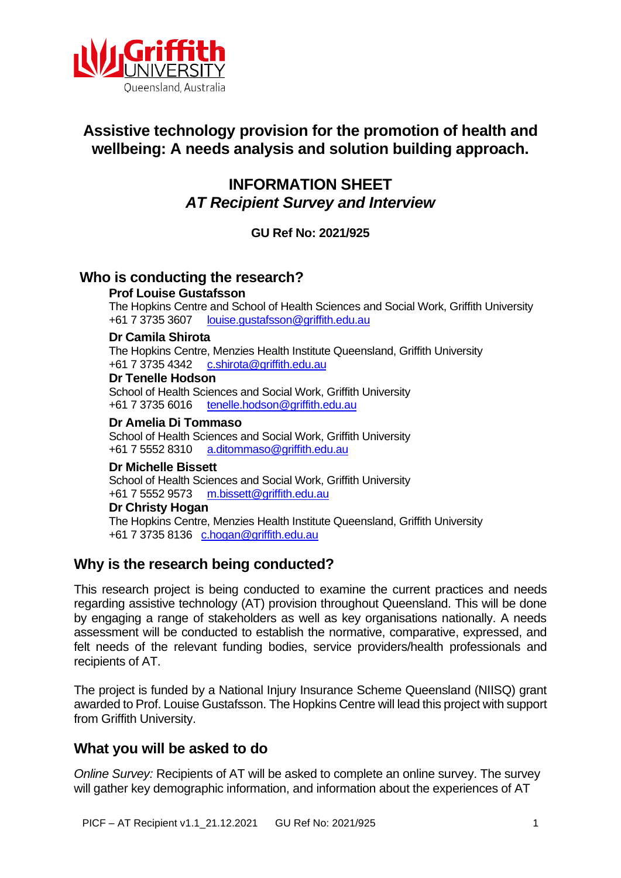# Assistive technology provision for the promotion of health and wellbeing: A needs analysis and solution building approach.

## INFORMATION SHEET
## *AT Recipient Survey and Interview*

**GU Ref No: 2021/925**

## Who is conducting the research?

**Prof Louise Gustafsson**
The Hopkins Centre and School of Health Sciences and Social Work, Griffith University
+61 7 3735 3607 louise.gustafsson@griffith.edu.au

**Dr Camila Shirota**
The Hopkins Centre, Menzies Health Institute Queensland, Griffith University
+61 7 3735 4342 c.shirota@griffith.edu.au

**Dr Tenelle Hodson**
School of Health Sciences and Social Work, Griffith University
+61 7 3735 6016 tenelle.hodson@griffith.edu.au

**Dr Amelia Di Tommaso**
School of Health Sciences and Social Work, Griffith University
+61 7 5552 8310 a.ditommaso@griffith.edu.au

**Dr Michelle Bissett**
School of Health Sciences and Social Work, Griffith University
+61 7 5552 9573 m.bissett@griffith.edu.au

**Dr Christy Hogan**
The Hopkins Centre, Menzies Health Institute Queensland, Griffith University
+61 7 3735 8136 c.hogan@griffith.edu.au

## Why is the research being conducted?

This research project is being conducted to examine the current practices and needs regarding assistive technology (AT) provision throughout Queensland. This will be done by engaging a range of stakeholders as well as key organisations nationally. A needs assessment will be conducted to establish the normative, comparative, expressed, and felt needs of the relevant funding bodies, service providers/health professionals and recipients of AT.

The project is funded by a National Injury Insurance Scheme Queensland (NIISQ) grant awarded to Prof. Louise Gustafsson. The Hopkins Centre will lead this project with support from Griffith University.

## What you will be asked to do

*Online Survey:* Recipients of AT will be asked to complete an online survey. The survey will gather key demographic information, and information about the experiences of AT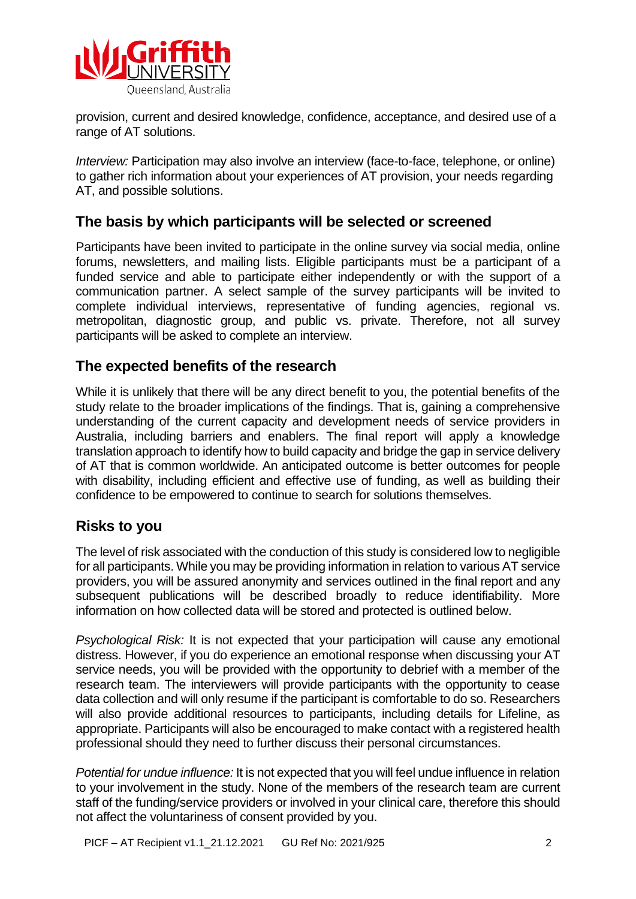provision, current and desired knowledge, confidence, acceptance, and desired use of a range of AT solutions.

*Interview:* Participation may also involve an interview (face-to-face, telephone, or online) to gather rich information about your experiences of AT provision, your needs regarding AT, and possible solutions.

## The basis by which participants will be selected or screened

Participants have been invited to participate in the online survey via social media, online forums, newsletters, and mailing lists. Eligible participants must be a participant of a funded service and able to participate either independently or with the support of a communication partner. A select sample of the survey participants will be invited to complete individual interviews, representative of funding agencies, regional vs. metropolitan, diagnostic group, and public vs. private. Therefore, not all survey participants will be asked to complete an interview.

## The expected benefits of the research

While it is unlikely that there will be any direct benefit to you, the potential benefits of the study relate to the broader implications of the findings. That is, gaining a comprehensive understanding of the current capacity and development needs of service providers in Australia, including barriers and enablers. The final report will apply a knowledge translation approach to identify how to build capacity and bridge the gap in service delivery of AT that is common worldwide. An anticipated outcome is better outcomes for people with disability, including efficient and effective use of funding, as well as building their confidence to be empowered to continue to search for solutions themselves.

## Risks to you

The level of risk associated with the conduction of this study is considered low to negligible for all participants. While you may be providing information in relation to various AT service providers, you will be assured anonymity and services outlined in the final report and any subsequent publications will be described broadly to reduce identifiability. More information on how collected data will be stored and protected is outlined below.

*Psychological Risk:* It is not expected that your participation will cause any emotional distress. However, if you do experience an emotional response when discussing your AT service needs, you will be provided with the opportunity to debrief with a member of the research team. The interviewers will provide participants with the opportunity to cease data collection and will only resume if the participant is comfortable to do so. Researchers will also provide additional resources to participants, including details for Lifeline, as appropriate. Participants will also be encouraged to make contact with a registered health professional should they need to further discuss their personal circumstances.

*Potential for undue influence:* It is not expected that you will feel undue influence in relation to your involvement in the study. None of the members of the research team are current staff of the funding/service providers or involved in your clinical care, therefore this should not affect the voluntariness of consent provided by you.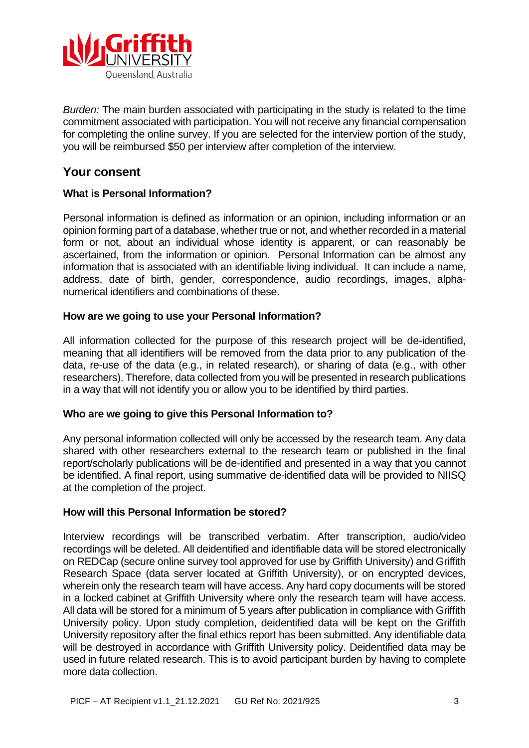*Burden:* The main burden associated with participating in the study is related to the time commitment associated with participation. You will not receive any financial compensation for completing the online survey. If you are selected for the interview portion of the study, you will be reimbursed \$50 per interview after completion of the interview.

## Your consent

### What is Personal Information?

Personal information is defined as information or an opinion, including information or an opinion forming part of a database, whether true or not, and whether recorded in a material form or not, about an individual whose identity is apparent, or can reasonably be ascertained, from the information or opinion. Personal Information can be almost any information that is associated with an identifiable living individual. It can include a name, address, date of birth, gender, correspondence, audio recordings, images, alpha-numerical identifiers and combinations of these.

### How are we going to use your Personal Information?

All information collected for the purpose of this research project will be de-identified, meaning that all identifiers will be removed from the data prior to any publication of the data, re-use of the data (e.g., in related research), or sharing of data (e.g., with other researchers). Therefore, data collected from you will be presented in research publications in a way that will not identify you or allow you to be identified by third parties.

### Who are we going to give this Personal Information to?

Any personal information collected will only be accessed by the research team. Any data shared with other researchers external to the research team or published in the final report/scholarly publications will be de-identified and presented in a way that you cannot be identified. A final report, using summative de-identified data will be provided to NIISQ at the completion of the project.

### How will this Personal Information be stored?

Interview recordings will be transcribed verbatim. After transcription, audio/video recordings will be deleted. All deidentified and identifiable data will be stored electronically on REDCap (secure online survey tool approved for use by Griffith University) and Griffith Research Space (data server located at Griffith University), or on encrypted devices, wherein only the research team will have access. Any hard copy documents will be stored in a locked cabinet at Griffith University where only the research team will have access. All data will be stored for a minimum of 5 years after publication in compliance with Griffith University policy. Upon study completion, deidentified data will be kept on the Griffith University repository after the final ethics report has been submitted. Any identifiable data will be destroyed in accordance with Griffith University policy. Deidentified data may be used in future related research. This is to avoid participant burden by having to complete more data collection.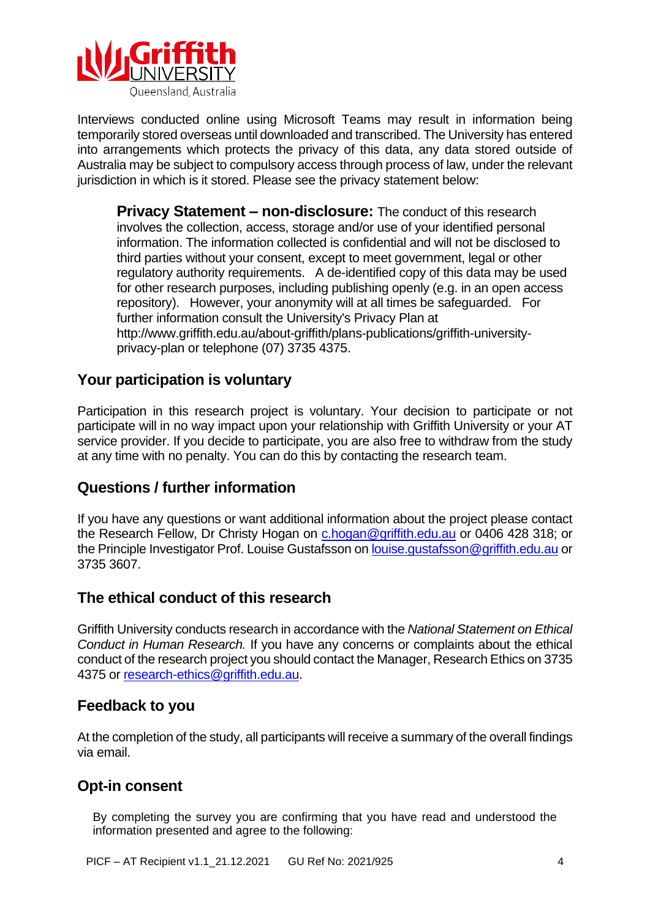Interviews conducted online using Microsoft Teams may result in information being temporarily stored overseas until downloaded and transcribed. The University has entered into arrangements which protects the privacy of this data, any data stored outside of Australia may be subject to compulsory access through process of law, under the relevant jurisdiction in which is it stored. Please see the privacy statement below:

> **Privacy Statement – non-disclosure:** The conduct of this research involves the collection, access, storage and/or use of your identified personal information. The information collected is confidential and will not be disclosed to third parties without your consent, except to meet government, legal or other regulatory authority requirements. A de-identified copy of this data may be used for other research purposes, including publishing openly (e.g. in an open access repository). However, your anonymity will at all times be safeguarded. For further information consult the University's Privacy Plan at http://www.griffith.edu.au/about-griffith/plans-publications/griffith-university-privacy-plan or telephone (07) 3735 4375.

## Your participation is voluntary

Participation in this research project is voluntary. Your decision to participate or not participate will in no way impact upon your relationship with Griffith University or your AT service provider. If you decide to participate, you are also free to withdraw from the study at any time with no penalty. You can do this by contacting the research team.

## Questions / further information

If you have any questions or want additional information about the project please contact the Research Fellow, Dr Christy Hogan on c.hogan@griffith.edu.au or 0406 428 318; or the Principle Investigator Prof. Louise Gustafsson on louise.gustafsson@griffith.edu.au or 3735 3607.

## The ethical conduct of this research

Griffith University conducts research in accordance with the *National Statement on Ethical Conduct in Human Research.* If you have any concerns or complaints about the ethical conduct of the research project you should contact the Manager, Research Ethics on 3735 4375 or research-ethics@griffith.edu.au.

## Feedback to you

At the completion of the study, all participants will receive a summary of the overall findings via email.

## Opt-in consent

By completing the survey you are confirming that you have read and understood the information presented and agree to the following: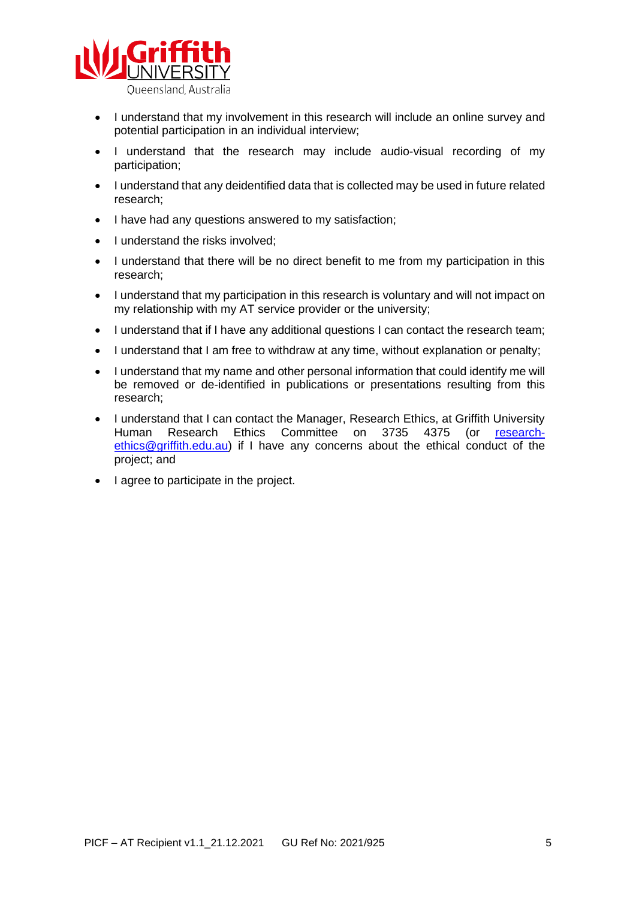- I understand that my involvement in this research will include an online survey and potential participation in an individual interview;
- I understand that the research may include audio-visual recording of my participation;
- I understand that any deidentified data that is collected may be used in future related research;
- I have had any questions answered to my satisfaction;
- I understand the risks involved;
- I understand that there will be no direct benefit to me from my participation in this research;
- I understand that my participation in this research is voluntary and will not impact on my relationship with my AT service provider or the university;
- I understand that if I have any additional questions I can contact the research team;
- I understand that I am free to withdraw at any time, without explanation or penalty;
- I understand that my name and other personal information that could identify me will be removed or de-identified in publications or presentations resulting from this research;
- I understand that I can contact the Manager, Research Ethics, at Griffith University Human Research Ethics Committee on 3735 4375 (or research-ethics@griffith.edu.au) if I have any concerns about the ethical conduct of the project; and
- I agree to participate in the project.

PICF – AT Recipient v1.1_21.12.2021 GU Ref No: 2021/925